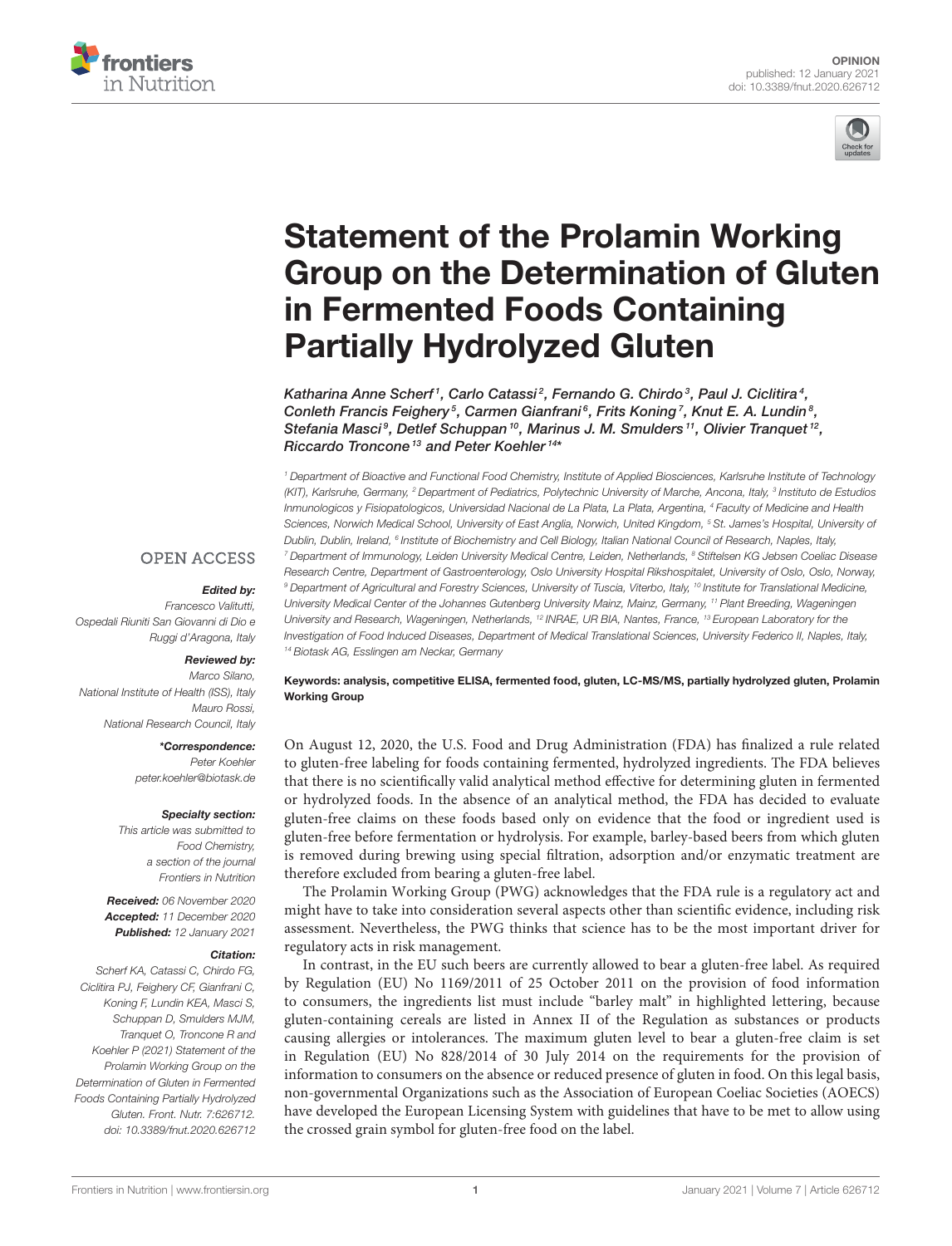OPINION
published: 12 January 2021
doi: 10.3389/fnut.2020.626712

# Statement of the Prolamin Working Group on the Determination of Gluten in Fermented Foods Containing Partially Hydrolyzed Gluten

*Katharina Anne Scherf[1], Carlo Catassi[2], Fernando G. Chirdo[3], Paul J. Ciclitira[4], Conleth Francis Feighery[5], Carmen Gianfrani[6], Frits Koning[7], Knut E. A. Lundin[8], Stefania Masci[9], Detlef Schuppan[10], Marinus J. M. Smulders[11], Olivier Tranquet[12], Riccardo Troncone[13] and Peter Koehler[14]\**

[1] Department of Bioactive and Functional Food Chemistry, Institute of Applied Biosciences, Karlsruhe Institute of Technology (KIT), Karlsruhe, Germany, [2] Department of Pediatrics, Polytechnic University of Marche, Ancona, Italy, [3] Instituto de Estudios Inmunologicos y Fisiopatologicos, Universidad Nacional de La Plata, La Plata, Argentina, [4] Faculty of Medicine and Health Sciences, Norwich Medical School, University of East Anglia, Norwich, United Kingdom, [5] St. James's Hospital, University of Dublin, Dublin, Ireland, [6] Institute of Biochemistry and Cell Biology, Italian National Council of Research, Naples, Italy, [7] Department of Immunology, Leiden University Medical Centre, Leiden, Netherlands, [8] Stiftelsen KG Jebsen Coeliac Disease Research Centre, Department of Gastroenterology, Oslo University Hospital Rikshospitalet, University of Oslo, Oslo, Norway, [9] Department of Agricultural and Forestry Sciences, University of Tuscia, Viterbo, Italy, [10] Institute for Translational Medicine, University Medical Center of the Johannes Gutenberg University Mainz, Mainz, Germany, [11] Plant Breeding, Wageningen University and Research, Wageningen, Netherlands, [12] INRAE, UR BIA, Nantes, France, [13] European Laboratory for the Investigation of Food Induced Diseases, Department of Medical Translational Sciences, University Federico II, Naples, Italy, [14] Biotask AG, Esslingen am Neckar, Germany

**Keywords: analysis, competitive ELISA, fermented food, gluten, LC-MS/MS, partially hydrolyzed gluten, Prolamin Working Group**

OPEN ACCESS

***Edited by:***
Francesco Valitutti,
Ospedali Riuniti San Giovanni di Dio e Ruggi d'Aragona, Italy

***Reviewed by:***
Marco Silano,
National Institute of Health (ISS), Italy
Mauro Rossi,
National Research Council, Italy

***\*Correspondence:***
Peter Koehler
peter.koehler@biotask.de

***Specialty section:***
This article was submitted to Food Chemistry, a section of the journal Frontiers in Nutrition

***Received:*** 06 November 2020
***Accepted:*** 11 December 2020
***Published:*** 12 January 2021

***Citation:***
Scherf KA, Catassi C, Chirdo FG, Ciclitira PJ, Feighery CF, Gianfrani C, Koning F, Lundin KEA, Masci S, Schuppan D, Smulders MJM, Tranquet O, Troncone R and Koehler P (2021) Statement of the Prolamin Working Group on the Determination of Gluten in Fermented Foods Containing Partially Hydrolyzed Gluten. Front. Nutr. 7:626712. doi: 10.3389/fnut.2020.626712

On August 12, 2020, the U.S. Food and Drug Administration (FDA) has finalized a rule related to gluten-free labeling for foods containing fermented, hydrolyzed ingredients. The FDA believes that there is no scientifically valid analytical method effective for determining gluten in fermented or hydrolyzed foods. In the absence of an analytical method, the FDA has decided to evaluate gluten-free claims on these foods based only on evidence that the food or ingredient used is gluten-free before fermentation or hydrolysis. For example, barley-based beers from which gluten is removed during brewing using special filtration, adsorption and/or enzymatic treatment are therefore excluded from bearing a gluten-free label.

The Prolamin Working Group (PWG) acknowledges that the FDA rule is a regulatory act and might have to take into consideration several aspects other than scientific evidence, including risk assessment. Nevertheless, the PWG thinks that science has to be the most important driver for regulatory acts in risk management.

In contrast, in the EU such beers are currently allowed to bear a gluten-free label. As required by Regulation (EU) No 1169/2011 of 25 October 2011 on the provision of food information to consumers, the ingredients list must include "barley malt" in highlighted lettering, because gluten-containing cereals are listed in Annex II of the Regulation as substances or products causing allergies or intolerances. The maximum gluten level to bear a gluten-free claim is set in Regulation (EU) No 828/2014 of 30 July 2014 on the requirements for the provision of information to consumers on the absence or reduced presence of gluten in food. On this legal basis, non-governmental Organizations such as the Association of European Coeliac Societies (AOECS) have developed the European Licensing System with guidelines that have to be met to allow using the crossed grain symbol for gluten-free food on the label.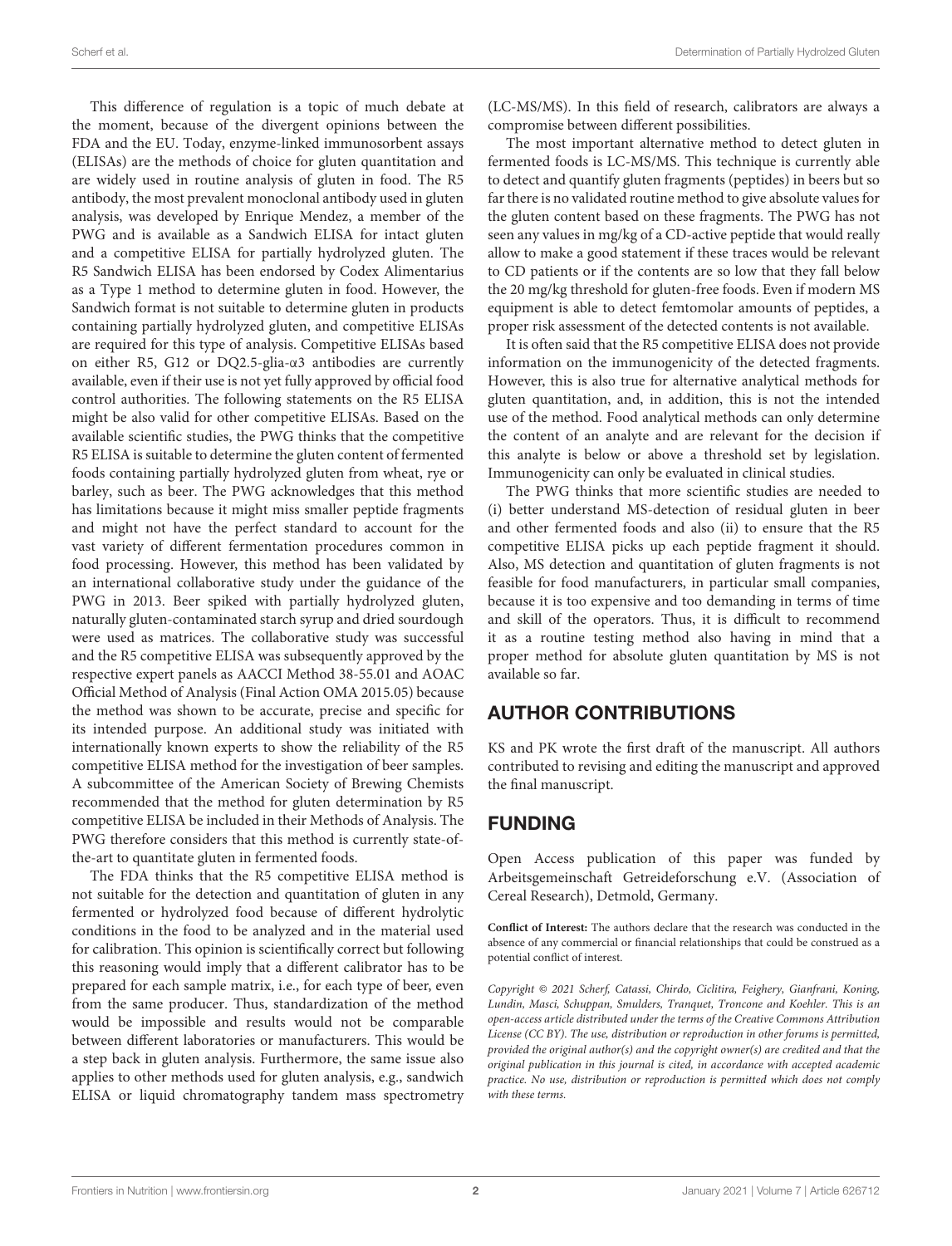This difference of regulation is a topic of much debate at the moment, because of the divergent opinions between the FDA and the EU. Today, enzyme-linked immunosorbent assays (ELISAs) are the methods of choice for gluten quantitation and are widely used in routine analysis of gluten in food. The R5 antibody, the most prevalent monoclonal antibody used in gluten analysis, was developed by Enrique Mendez, a member of the PWG and is available as a Sandwich ELISA for intact gluten and a competitive ELISA for partially hydrolyzed gluten. The R5 Sandwich ELISA has been endorsed by Codex Alimentarius as a Type 1 method to determine gluten in food. However, the Sandwich format is not suitable to determine gluten in products containing partially hydrolyzed gluten, and competitive ELISAs are required for this type of analysis. Competitive ELISAs based on either R5, G12 or DQ2.5-glia-α3 antibodies are currently available, even if their use is not yet fully approved by official food control authorities. The following statements on the R5 ELISA might be also valid for other competitive ELISAs. Based on the available scientific studies, the PWG thinks that the competitive R5 ELISA is suitable to determine the gluten content of fermented foods containing partially hydrolyzed gluten from wheat, rye or barley, such as beer. The PWG acknowledges that this method has limitations because it might miss smaller peptide fragments and might not have the perfect standard to account for the vast variety of different fermentation procedures common in food processing. However, this method has been validated by an international collaborative study under the guidance of the PWG in 2013. Beer spiked with partially hydrolyzed gluten, naturally gluten-contaminated starch syrup and dried sourdough were used as matrices. The collaborative study was successful and the R5 competitive ELISA was subsequently approved by the respective expert panels as AACCI Method 38-55.01 and AOAC Official Method of Analysis (Final Action OMA 2015.05) because the method was shown to be accurate, precise and specific for its intended purpose. An additional study was initiated with internationally known experts to show the reliability of the R5 competitive ELISA method for the investigation of beer samples. A subcommittee of the American Society of Brewing Chemists recommended that the method for gluten determination by R5 competitive ELISA be included in their Methods of Analysis. The PWG therefore considers that this method is currently state-of-the-art to quantitate gluten in fermented foods.

The FDA thinks that the R5 competitive ELISA method is not suitable for the detection and quantitation of gluten in any fermented or hydrolyzed food because of different hydrolytic conditions in the food to be analyzed and in the material used for calibration. This opinion is scientifically correct but following this reasoning would imply that a different calibrator has to be prepared for each sample matrix, i.e., for each type of beer, even from the same producer. Thus, standardization of the method would be impossible and results would not be comparable between different laboratories or manufacturers. This would be a step back in gluten analysis. Furthermore, the same issue also applies to other methods used for gluten analysis, e.g., sandwich ELISA or liquid chromatography tandem mass spectrometry (LC-MS/MS). In this field of research, calibrators are always a compromise between different possibilities.

The most important alternative method to detect gluten in fermented foods is LC-MS/MS. This technique is currently able to detect and quantify gluten fragments (peptides) in beers but so far there is no validated routine method to give absolute values for the gluten content based on these fragments. The PWG has not seen any values in mg/kg of a CD-active peptide that would really allow to make a good statement if these traces would be relevant to CD patients or if the contents are so low that they fall below the 20 mg/kg threshold for gluten-free foods. Even if modern MS equipment is able to detect femtomolar amounts of peptides, a proper risk assessment of the detected contents is not available.

It is often said that the R5 competitive ELISA does not provide information on the immunogenicity of the detected fragments. However, this is also true for alternative analytical methods for gluten quantitation, and, in addition, this is not the intended use of the method. Food analytical methods can only determine the content of an analyte and are relevant for the decision if this analyte is below or above a threshold set by legislation. Immunogenicity can only be evaluated in clinical studies.

The PWG thinks that more scientific studies are needed to (i) better understand MS-detection of residual gluten in beer and other fermented foods and also (ii) to ensure that the R5 competitive ELISA picks up each peptide fragment it should. Also, MS detection and quantitation of gluten fragments is not feasible for food manufacturers, in particular small companies, because it is too expensive and too demanding in terms of time and skill of the operators. Thus, it is difficult to recommend it as a routine testing method also having in mind that a proper method for absolute gluten quantitation by MS is not available so far.

## AUTHOR CONTRIBUTIONS

KS and PK wrote the first draft of the manuscript. All authors contributed to revising and editing the manuscript and approved the final manuscript.

## FUNDING

Open Access publication of this paper was funded by Arbeitsgemeinschaft Getreideforschung e.V. (Association of Cereal Research), Detmold, Germany.

**Conflict of Interest:** The authors declare that the research was conducted in the absence of any commercial or financial relationships that could be construed as a potential conflict of interest.

*Copyright © 2021 Scherf, Catassi, Chirdo, Ciclitira, Feighery, Gianfrani, Koning, Lundin, Masci, Schuppan, Smulders, Tranquet, Troncone and Koehler. This is an open-access article distributed under the terms of the Creative Commons Attribution License (CC BY). The use, distribution or reproduction in other forums is permitted, provided the original author(s) and the copyright owner(s) are credited and that the original publication in this journal is cited, in accordance with accepted academic practice. No use, distribution or reproduction is permitted which does not comply with these terms.*